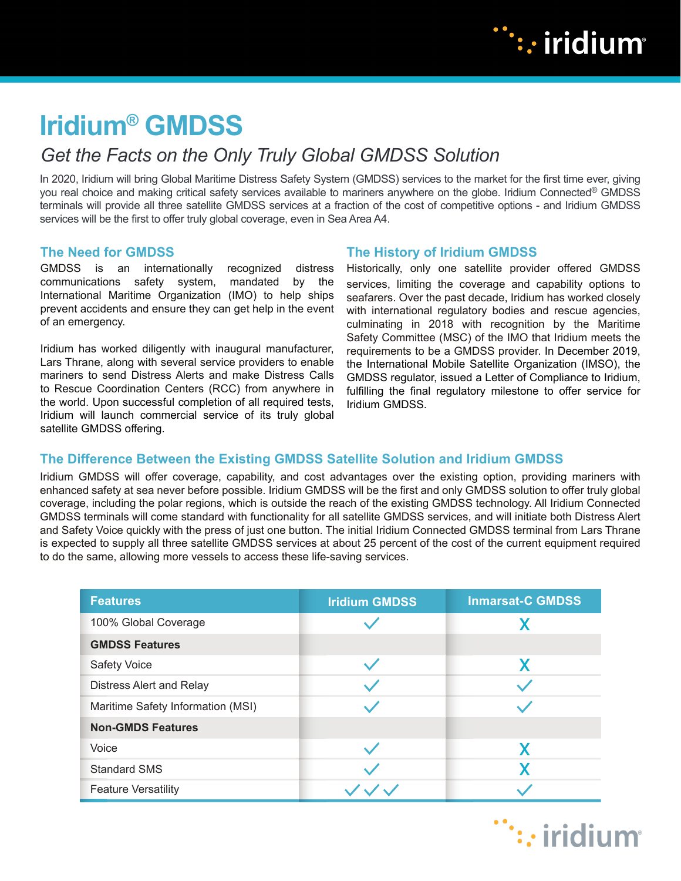# Iridium® GMDSS

## *Get the Facts on the Only Truly Global GMDSS Solution*

In 2020, Iridium will bring Global Maritime Distress Safety System (GMDSS) services to the market for the first time ever, giving you real choice and making critical safety services available to mariners anywhere on the globe. Iridium Connected® GMDSS terminals will provide all three satellite GMDSS services at a fraction of the cost of competitive options - and Iridium GMDSS services will be the first to offer truly global coverage, even in Sea Area A4.

### The Need for GMDSS

GMDSS is an internationally recognized distress communications safety system, mandated by the International Maritime Organization (IMO) to help ships prevent accidents and ensure they can get help in the event of an emergency.

Iridium has worked diligently with inaugural manufacturer, Lars Thrane, along with several service providers to enable mariners to send Distress Alerts and make Distress Calls to Rescue Coordination Centers (RCC) from anywhere in the world. Upon successful completion of all required tests, Iridium will launch commercial service of its truly global satellite GMDSS offering.

### The History of Iridium GMDSS

Historically, only one satellite provider offered GMDSS services, limiting the coverage and capability options to seafarers. Over the past decade, Iridium has worked closely with international regulatory bodies and rescue agencies, culminating in 2018 with recognition by the Maritime Safety Committee (MSC) of the IMO that Iridium meets the requirements to be a GMDSS provider. In December 2019, the International Mobile Satellite Organization (IMSO), the GMDSS regulator, issued a Letter of Compliance to Iridium, fulfilling the final regulatory milestone to offer service for Iridium GMDSS.

### The Difference Between the Existing GMDSS Satellite Solution and Iridium GMDSS

Iridium GMDSS will offer coverage, capability, and cost advantages over the existing option, providing mariners with enhanced safety at sea never before possible. Iridium GMDSS will be the first and only GMDSS solution to offer truly global coverage, including the polar regions, which is outside the reach of the existing GMDSS technology. All Iridium Connected GMDSS terminals will come standard with functionality for all satellite GMDSS services, and will initiate both Distress Alert and Safety Voice quickly with the press of just one button. The initial Iridium Connected GMDSS terminal from Lars Thrane is expected to supply all three satellite GMDSS services at about 25 percent of the cost of the current equipment required to do the same, allowing more vessels to access these life-saving services.

| Features | Iridium GMDSS | Inmarsat-C GMDSS |
|---|---|---|
| 100% Global Coverage | ✓ | X |
| **GMDSS Features** | | |
| Safety Voice | ✓ | X |
| Distress Alert and Relay | ✓ | ✓ |
| Maritime Safety Information (MSI) | ✓ | ✓ |
| **Non-GMDS Features** | | |
| Voice | ✓ | X |
| Standard SMS | ✓ | X |
| Feature Versatility | ✓✓✓ | ✓ |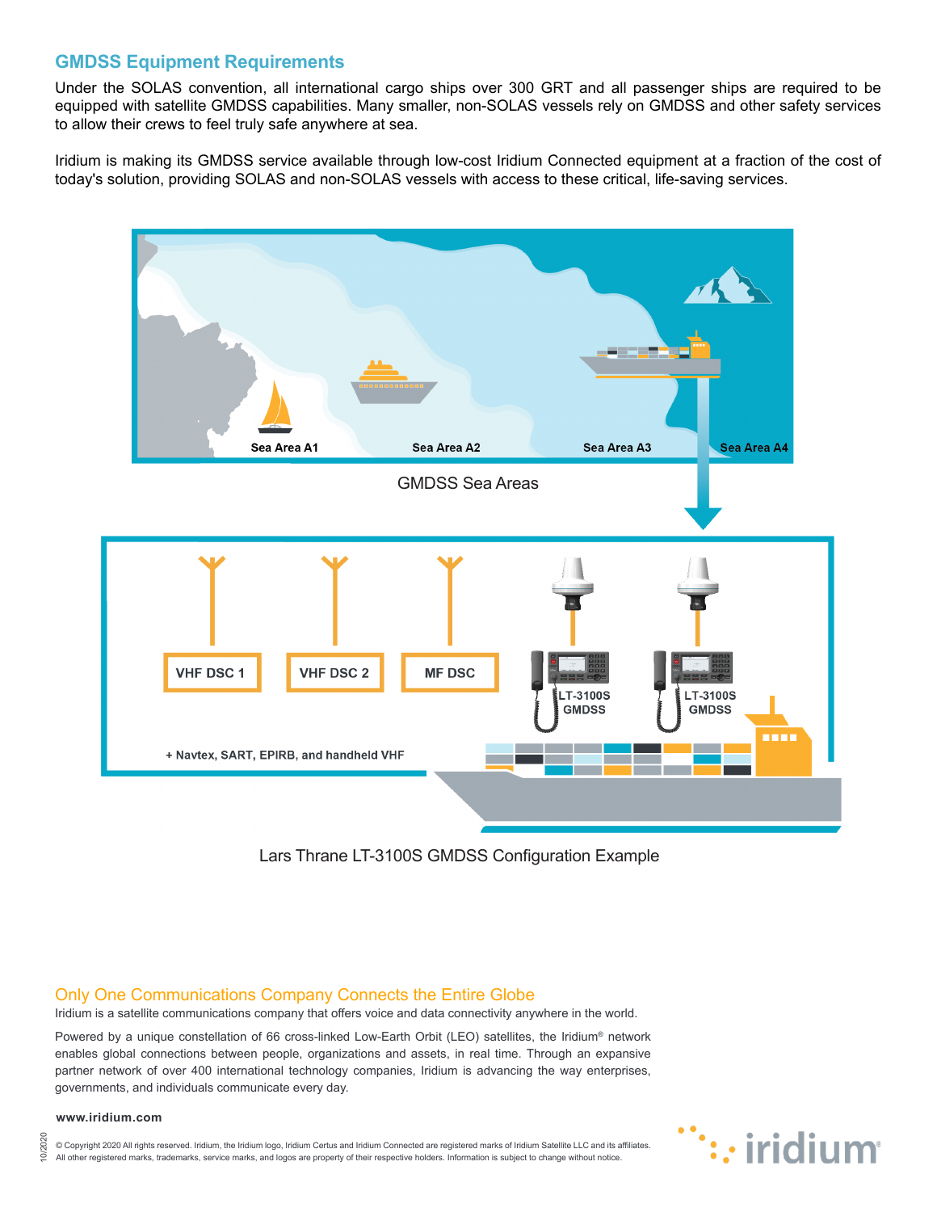## GMDSS Equipment Requirements

Under the SOLAS convention, all international cargo ships over 300 GRT and all passenger ships are required to be equipped with satellite GMDSS capabilities. Many smaller, non-SOLAS vessels rely on GMDSS and other safety services to allow their crews to feel truly safe anywhere at sea.

Iridium is making its GMDSS service available through low-cost Iridium Connected equipment at a fraction of the cost of today's solution, providing SOLAS and non-SOLAS vessels with access to these critical, life-saving services.

Sea Area A1

Sea Area A2

Sea Area A3

Sea Area A4

GMDSS Sea Areas

VHF DSC 1

VHF DSC 2

MF DSC

LT-3100S GMDSS

LT-3100S GMDSS

+ Navtex, SART, EPIRB, and handheld VHF

Lars Thrane LT-3100S GMDSS Configuration Example

## Only One Communications Company Connects the Entire Globe

Iridium is a satellite communications company that offers voice and data connectivity anywhere in the world.

Powered by a unique constellation of 66 cross-linked Low-Earth Orbit (LEO) satellites, the Iridium® network enables global connections between people, organizations and assets, in real time. Through an expansive partner network of over 400 international technology companies, Iridium is advancing the way enterprises, governments, and individuals communicate every day.

**www.iridium.com**

10/2020

© Copyright 2020 All rights reserved. Iridium, the Iridium logo, Iridium Certus and Iridium Connected are registered marks of Iridium Satellite LLC and its affiliates. All other registered marks, trademarks, service marks, and logos are property of their respective holders. Information is subject to change without notice.

iridium®